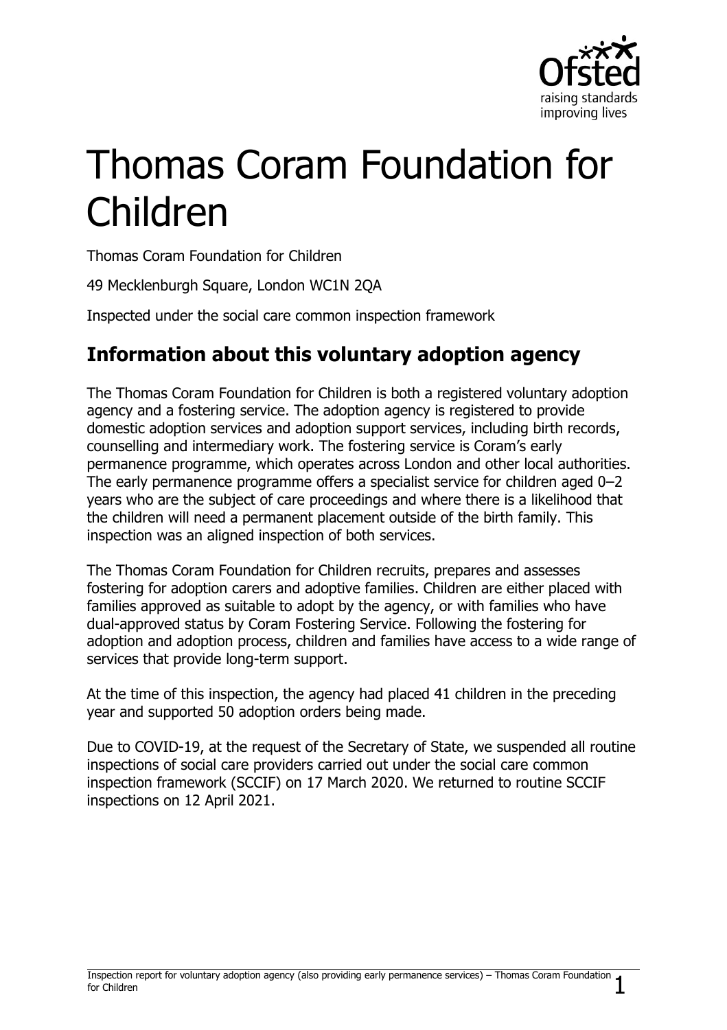# Thomas Coram Foundation for Children

Thomas Coram Foundation for Children

49 Mecklenburgh Square, London WC1N 2QA

Inspected under the social care common inspection framework

## Information about this voluntary adoption agency

The Thomas Coram Foundation for Children is both a registered voluntary adoption agency and a fostering service. The adoption agency is registered to provide domestic adoption services and adoption support services, including birth records, counselling and intermediary work. The fostering service is Coram's early permanence programme, which operates across London and other local authorities. The early permanence programme offers a specialist service for children aged 0–2 years who are the subject of care proceedings and where there is a likelihood that the children will need a permanent placement outside of the birth family. This inspection was an aligned inspection of both services.

The Thomas Coram Foundation for Children recruits, prepares and assesses fostering for adoption carers and adoptive families. Children are either placed with families approved as suitable to adopt by the agency, or with families who have dual-approved status by Coram Fostering Service. Following the fostering for adoption and adoption process, children and families have access to a wide range of services that provide long-term support.

At the time of this inspection, the agency had placed 41 children in the preceding year and supported 50 adoption orders being made.

Due to COVID-19, at the request of the Secretary of State, we suspended all routine inspections of social care providers carried out under the social care common inspection framework (SCCIF) on 17 March 2020. We returned to routine SCCIF inspections on 12 April 2021.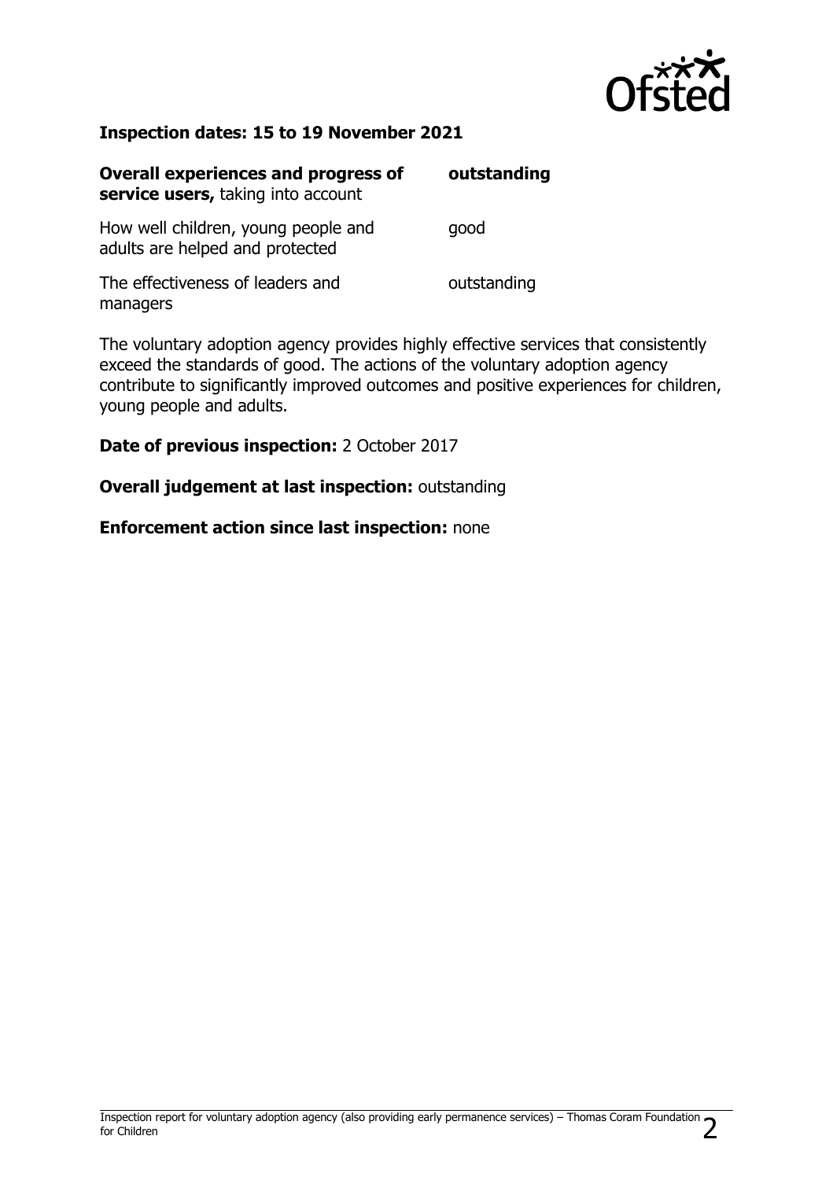**Inspection dates: 15 to 19 November 2021**

| | |
|---|---|
| **Overall experiences and progress of service users,** taking into account | **outstanding** |
| How well children, young people and adults are helped and protected | good |
| The effectiveness of leaders and managers | outstanding |

The voluntary adoption agency provides highly effective services that consistently exceed the standards of good. The actions of the voluntary adoption agency contribute to significantly improved outcomes and positive experiences for children, young people and adults.

**Date of previous inspection:** 2 October 2017

**Overall judgement at last inspection:** outstanding

**Enforcement action since last inspection:** none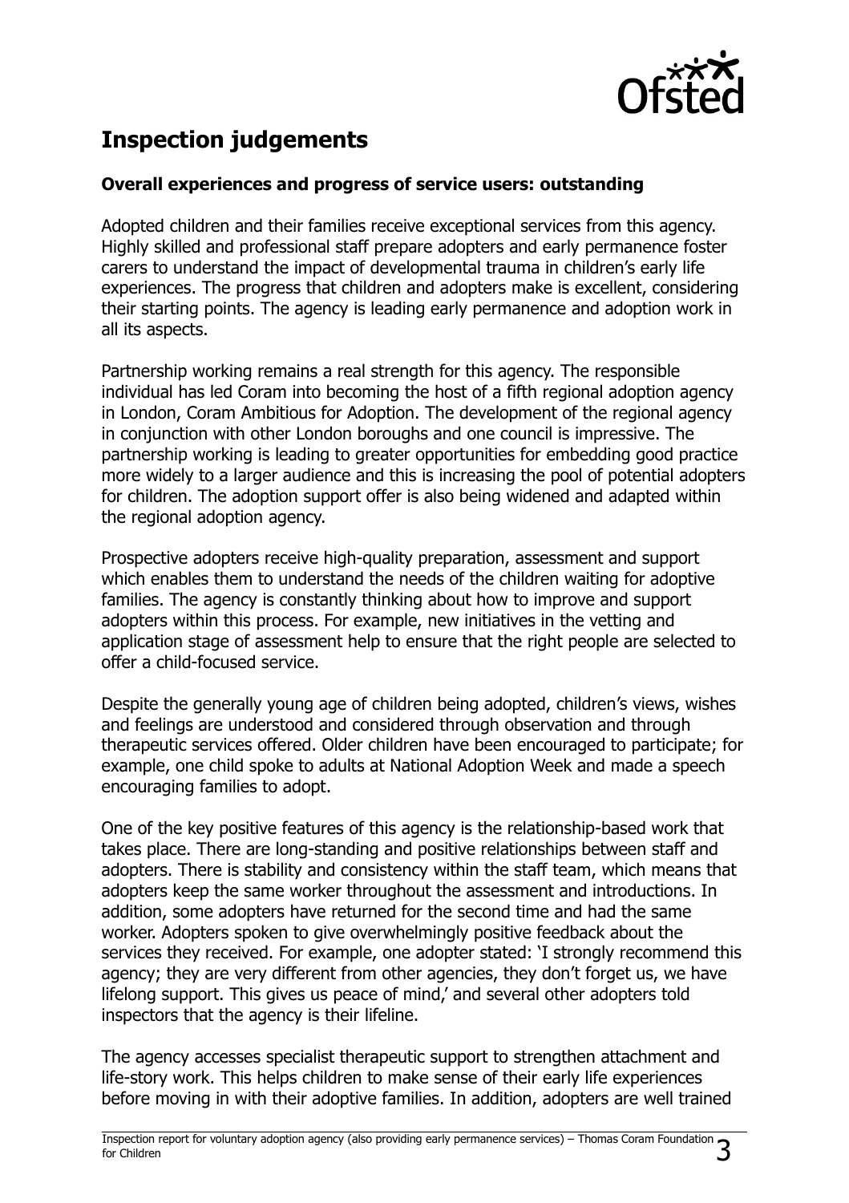## Inspection judgements

### Overall experiences and progress of service users: outstanding

Adopted children and their families receive exceptional services from this agency. Highly skilled and professional staff prepare adopters and early permanence foster carers to understand the impact of developmental trauma in children's early life experiences. The progress that children and adopters make is excellent, considering their starting points. The agency is leading early permanence and adoption work in all its aspects.

Partnership working remains a real strength for this agency. The responsible individual has led Coram into becoming the host of a fifth regional adoption agency in London, Coram Ambitious for Adoption. The development of the regional agency in conjunction with other London boroughs and one council is impressive. The partnership working is leading to greater opportunities for embedding good practice more widely to a larger audience and this is increasing the pool of potential adopters for children. The adoption support offer is also being widened and adapted within the regional adoption agency.

Prospective adopters receive high-quality preparation, assessment and support which enables them to understand the needs of the children waiting for adoptive families. The agency is constantly thinking about how to improve and support adopters within this process. For example, new initiatives in the vetting and application stage of assessment help to ensure that the right people are selected to offer a child-focused service.

Despite the generally young age of children being adopted, children's views, wishes and feelings are understood and considered through observation and through therapeutic services offered. Older children have been encouraged to participate; for example, one child spoke to adults at National Adoption Week and made a speech encouraging families to adopt.

One of the key positive features of this agency is the relationship-based work that takes place. There are long-standing and positive relationships between staff and adopters. There is stability and consistency within the staff team, which means that adopters keep the same worker throughout the assessment and introductions. In addition, some adopters have returned for the second time and had the same worker. Adopters spoken to give overwhelmingly positive feedback about the services they received. For example, one adopter stated: 'I strongly recommend this agency; they are very different from other agencies, they don't forget us, we have lifelong support. This gives us peace of mind,' and several other adopters told inspectors that the agency is their lifeline.

The agency accesses specialist therapeutic support to strengthen attachment and life-story work. This helps children to make sense of their early life experiences before moving in with their adoptive families. In addition, adopters are well trained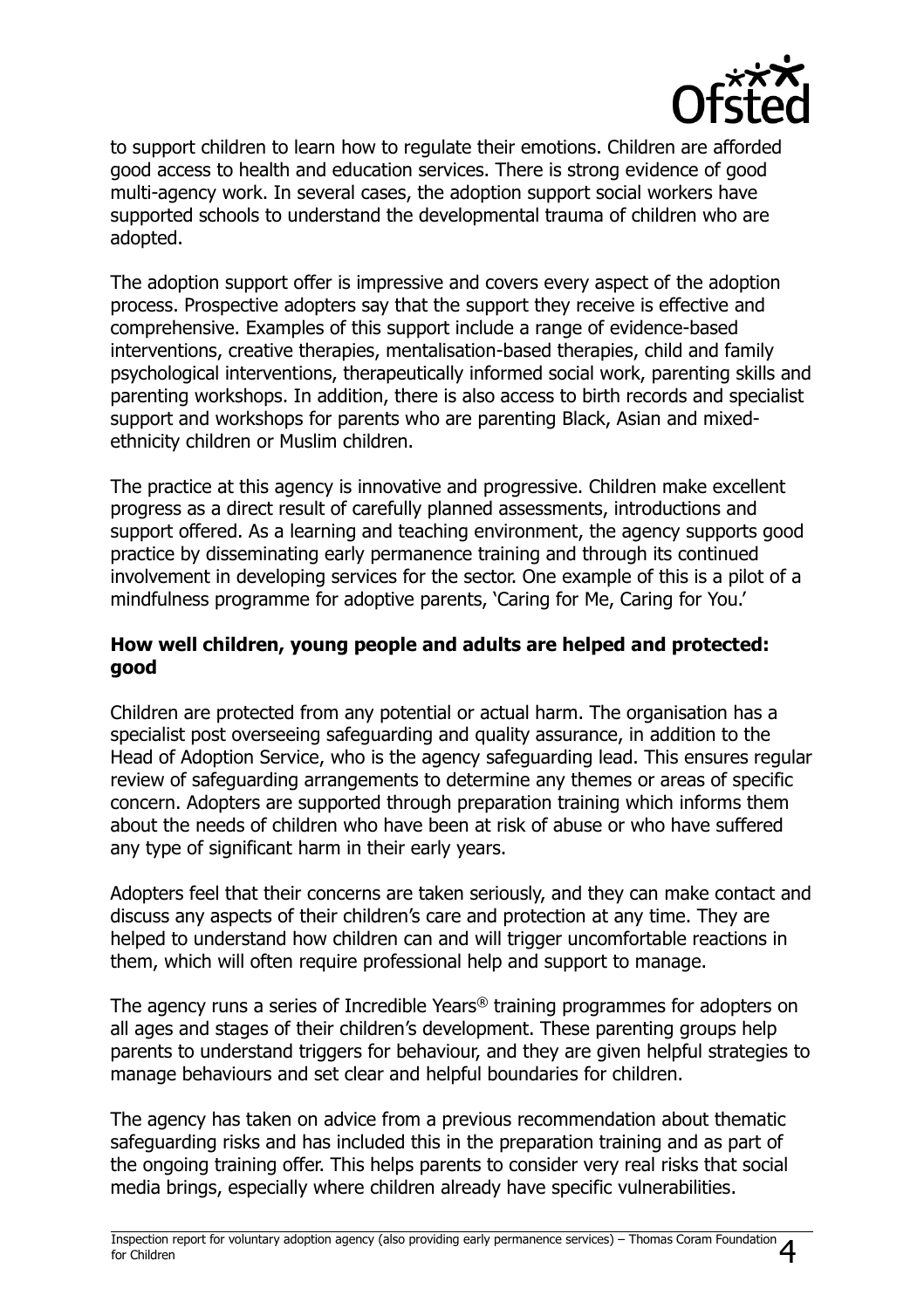to support children to learn how to regulate their emotions. Children are afforded good access to health and education services. There is strong evidence of good multi-agency work. In several cases, the adoption support social workers have supported schools to understand the developmental trauma of children who are adopted.

The adoption support offer is impressive and covers every aspect of the adoption process. Prospective adopters say that the support they receive is effective and comprehensive. Examples of this support include a range of evidence-based interventions, creative therapies, mentalisation-based therapies, child and family psychological interventions, therapeutically informed social work, parenting skills and parenting workshops. In addition, there is also access to birth records and specialist support and workshops for parents who are parenting Black, Asian and mixed-ethnicity children or Muslim children.

The practice at this agency is innovative and progressive. Children make excellent progress as a direct result of carefully planned assessments, introductions and support offered. As a learning and teaching environment, the agency supports good practice by disseminating early permanence training and through its continued involvement in developing services for the sector. One example of this is a pilot of a mindfulness programme for adoptive parents, 'Caring for Me, Caring for You.'

### How well children, young people and adults are helped and protected: good

Children are protected from any potential or actual harm. The organisation has a specialist post overseeing safeguarding and quality assurance, in addition to the Head of Adoption Service, who is the agency safeguarding lead. This ensures regular review of safeguarding arrangements to determine any themes or areas of specific concern. Adopters are supported through preparation training which informs them about the needs of children who have been at risk of abuse or who have suffered any type of significant harm in their early years.

Adopters feel that their concerns are taken seriously, and they can make contact and discuss any aspects of their children's care and protection at any time. They are helped to understand how children can and will trigger uncomfortable reactions in them, which will often require professional help and support to manage.

The agency runs a series of Incredible Years® training programmes for adopters on all ages and stages of their children's development. These parenting groups help parents to understand triggers for behaviour, and they are given helpful strategies to manage behaviours and set clear and helpful boundaries for children.

The agency has taken on advice from a previous recommendation about thematic safeguarding risks and has included this in the preparation training and as part of the ongoing training offer. This helps parents to consider very real risks that social media brings, especially where children already have specific vulnerabilities.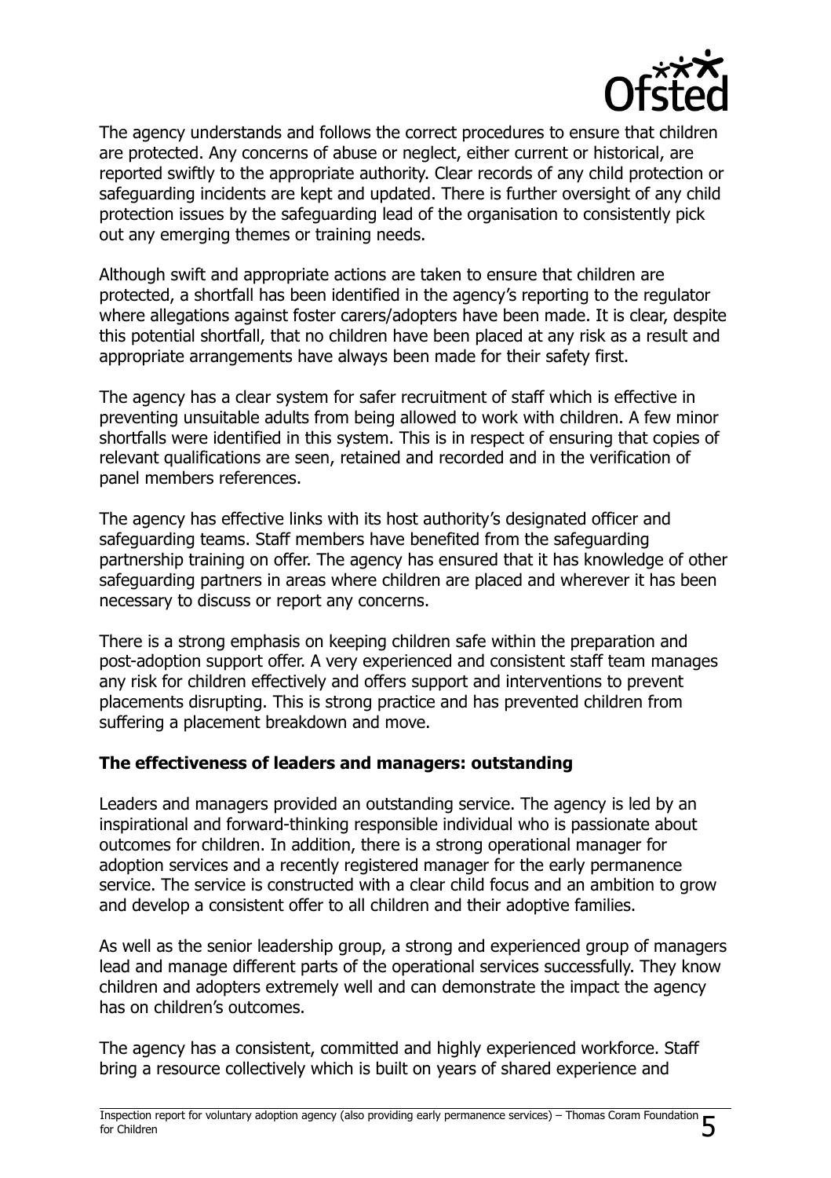The agency understands and follows the correct procedures to ensure that children are protected. Any concerns of abuse or neglect, either current or historical, are reported swiftly to the appropriate authority. Clear records of any child protection or safeguarding incidents are kept and updated. There is further oversight of any child protection issues by the safeguarding lead of the organisation to consistently pick out any emerging themes or training needs.

Although swift and appropriate actions are taken to ensure that children are protected, a shortfall has been identified in the agency's reporting to the regulator where allegations against foster carers/adopters have been made. It is clear, despite this potential shortfall, that no children have been placed at any risk as a result and appropriate arrangements have always been made for their safety first.

The agency has a clear system for safer recruitment of staff which is effective in preventing unsuitable adults from being allowed to work with children. A few minor shortfalls were identified in this system. This is in respect of ensuring that copies of relevant qualifications are seen, retained and recorded and in the verification of panel members references.

The agency has effective links with its host authority's designated officer and safeguarding teams. Staff members have benefited from the safeguarding partnership training on offer. The agency has ensured that it has knowledge of other safeguarding partners in areas where children are placed and wherever it has been necessary to discuss or report any concerns.

There is a strong emphasis on keeping children safe within the preparation and post-adoption support offer. A very experienced and consistent staff team manages any risk for children effectively and offers support and interventions to prevent placements disrupting. This is strong practice and has prevented children from suffering a placement breakdown and move.

## The effectiveness of leaders and managers: outstanding

Leaders and managers provided an outstanding service. The agency is led by an inspirational and forward-thinking responsible individual who is passionate about outcomes for children. In addition, there is a strong operational manager for adoption services and a recently registered manager for the early permanence service. The service is constructed with a clear child focus and an ambition to grow and develop a consistent offer to all children and their adoptive families.

As well as the senior leadership group, a strong and experienced group of managers lead and manage different parts of the operational services successfully. They know children and adopters extremely well and can demonstrate the impact the agency has on children's outcomes.

The agency has a consistent, committed and highly experienced workforce. Staff bring a resource collectively which is built on years of shared experience and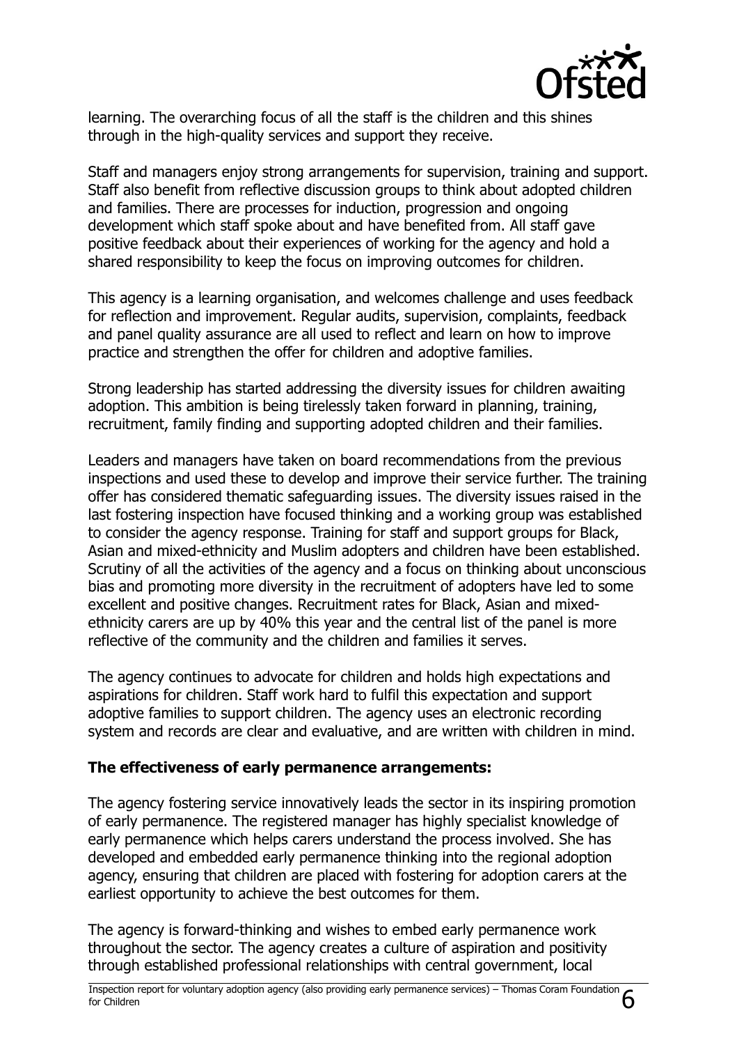learning. The overarching focus of all the staff is the children and this shines through in the high-quality services and support they receive.

Staff and managers enjoy strong arrangements for supervision, training and support. Staff also benefit from reflective discussion groups to think about adopted children and families. There are processes for induction, progression and ongoing development which staff spoke about and have benefited from. All staff gave positive feedback about their experiences of working for the agency and hold a shared responsibility to keep the focus on improving outcomes for children.

This agency is a learning organisation, and welcomes challenge and uses feedback for reflection and improvement. Regular audits, supervision, complaints, feedback and panel quality assurance are all used to reflect and learn on how to improve practice and strengthen the offer for children and adoptive families.

Strong leadership has started addressing the diversity issues for children awaiting adoption. This ambition is being tirelessly taken forward in planning, training, recruitment, family finding and supporting adopted children and their families.

Leaders and managers have taken on board recommendations from the previous inspections and used these to develop and improve their service further. The training offer has considered thematic safeguarding issues. The diversity issues raised in the last fostering inspection have focused thinking and a working group was established to consider the agency response. Training for staff and support groups for Black, Asian and mixed-ethnicity and Muslim adopters and children have been established. Scrutiny of all the activities of the agency and a focus on thinking about unconscious bias and promoting more diversity in the recruitment of adopters have led to some excellent and positive changes. Recruitment rates for Black, Asian and mixed-ethnicity carers are up by 40% this year and the central list of the panel is more reflective of the community and the children and families it serves.

The agency continues to advocate for children and holds high expectations and aspirations for children. Staff work hard to fulfil this expectation and support adoptive families to support children. The agency uses an electronic recording system and records are clear and evaluative, and are written with children in mind.

**The effectiveness of early permanence arrangements:**

The agency fostering service innovatively leads the sector in its inspiring promotion of early permanence. The registered manager has highly specialist knowledge of early permanence which helps carers understand the process involved. She has developed and embedded early permanence thinking into the regional adoption agency, ensuring that children are placed with fostering for adoption carers at the earliest opportunity to achieve the best outcomes for them.

The agency is forward-thinking and wishes to embed early permanence work throughout the sector. The agency creates a culture of aspiration and positivity through established professional relationships with central government, local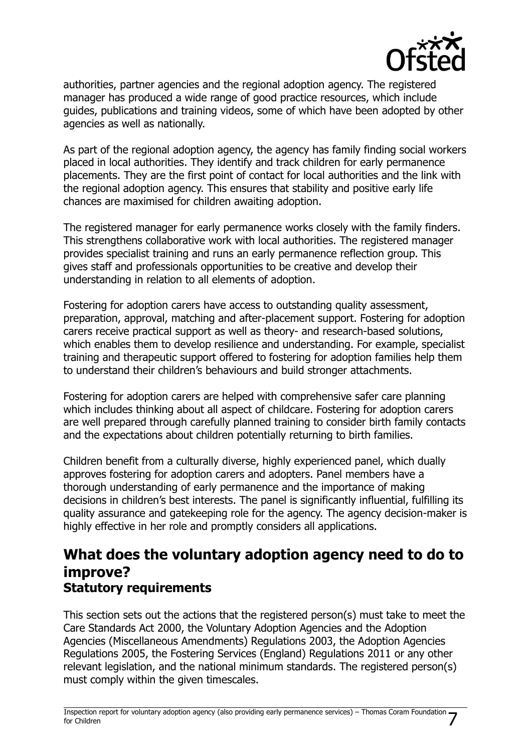authorities, partner agencies and the regional adoption agency. The registered manager has produced a wide range of good practice resources, which include guides, publications and training videos, some of which have been adopted by other agencies as well as nationally.

As part of the regional adoption agency, the agency has family finding social workers placed in local authorities. They identify and track children for early permanence placements. They are the first point of contact for local authorities and the link with the regional adoption agency. This ensures that stability and positive early life chances are maximised for children awaiting adoption.

The registered manager for early permanence works closely with the family finders. This strengthens collaborative work with local authorities. The registered manager provides specialist training and runs an early permanence reflection group. This gives staff and professionals opportunities to be creative and develop their understanding in relation to all elements of adoption.

Fostering for adoption carers have access to outstanding quality assessment, preparation, approval, matching and after-placement support. Fostering for adoption carers receive practical support as well as theory- and research-based solutions, which enables them to develop resilience and understanding. For example, specialist training and therapeutic support offered to fostering for adoption families help them to understand their children's behaviours and build stronger attachments.

Fostering for adoption carers are helped with comprehensive safer care planning which includes thinking about all aspect of childcare. Fostering for adoption carers are well prepared through carefully planned training to consider birth family contacts and the expectations about children potentially returning to birth families.

Children benefit from a culturally diverse, highly experienced panel, which dually approves fostering for adoption carers and adopters. Panel members have a thorough understanding of early permanence and the importance of making decisions in children's best interests. The panel is significantly influential, fulfilling its quality assurance and gatekeeping role for the agency. The agency decision-maker is highly effective in her role and promptly considers all applications.

## What does the voluntary adoption agency need to do to improve?

### Statutory requirements

This section sets out the actions that the registered person(s) must take to meet the Care Standards Act 2000, the Voluntary Adoption Agencies and the Adoption Agencies (Miscellaneous Amendments) Regulations 2003, the Adoption Agencies Regulations 2005, the Fostering Services (England) Regulations 2011 or any other relevant legislation, and the national minimum standards. The registered person(s) must comply within the given timescales.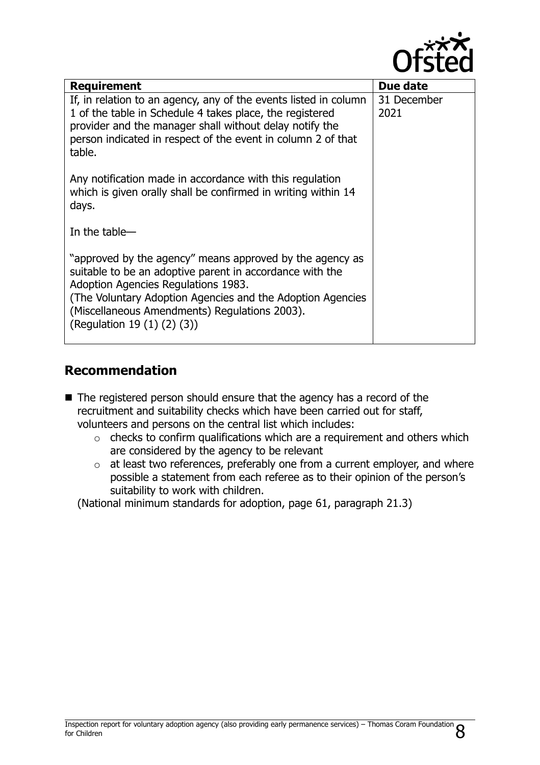| Requirement | Due date |
| --- | --- |
| If, in relation to an agency, any of the events listed in column 1 of the table in Schedule 4 takes place, the registered provider and the manager shall without delay notify the person indicated in respect of the event in column 2 of that table.<br><br>Any notification made in accordance with this regulation which is given orally shall be confirmed in writing within 14 days.<br><br>In the table—<br><br>"approved by the agency" means approved by the agency as suitable to be an adoptive parent in accordance with the Adoption Agencies Regulations 1983.<br>(The Voluntary Adoption Agencies and the Adoption Agencies (Miscellaneous Amendments) Regulations 2003).<br>(Regulation 19 (1) (2) (3)) | 31 December 2021 |

## Recommendation

- The registered person should ensure that the agency has a record of the recruitment and suitability checks which have been carried out for staff, volunteers and persons on the central list which includes:
  - checks to confirm qualifications which are a requirement and others which are considered by the agency to be relevant
  - at least two references, preferably one from a current employer, and where possible a statement from each referee as to their opinion of the person's suitability to work with children.

  (National minimum standards for adoption, page 61, paragraph 21.3)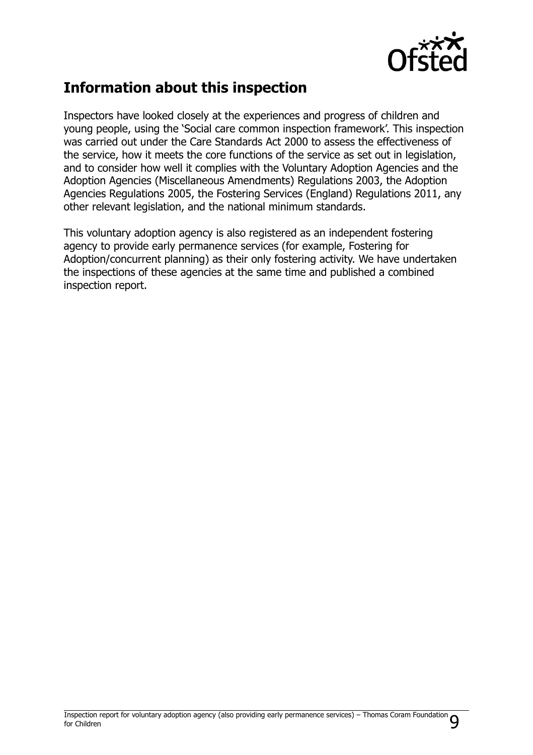## Information about this inspection

Inspectors have looked closely at the experiences and progress of children and young people, using the 'Social care common inspection framework'. This inspection was carried out under the Care Standards Act 2000 to assess the effectiveness of the service, how it meets the core functions of the service as set out in legislation, and to consider how well it complies with the Voluntary Adoption Agencies and the Adoption Agencies (Miscellaneous Amendments) Regulations 2003, the Adoption Agencies Regulations 2005, the Fostering Services (England) Regulations 2011, any other relevant legislation, and the national minimum standards.

This voluntary adoption agency is also registered as an independent fostering agency to provide early permanence services (for example, Fostering for Adoption/concurrent planning) as their only fostering activity. We have undertaken the inspections of these agencies at the same time and published a combined inspection report.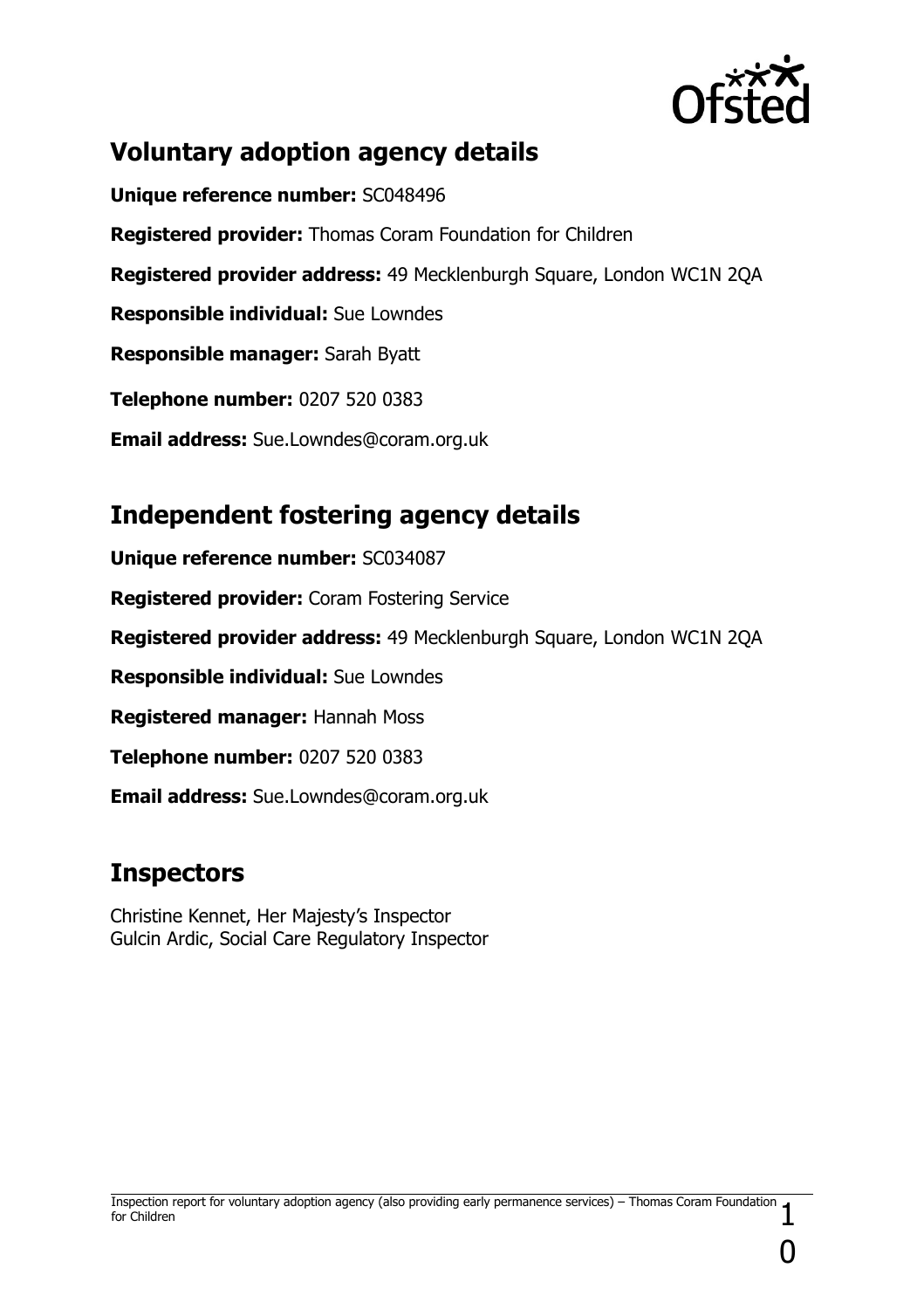## Voluntary adoption agency details

**Unique reference number:** SC048496

**Registered provider:** Thomas Coram Foundation for Children

**Registered provider address:** 49 Mecklenburgh Square, London WC1N 2QA

**Responsible individual:** Sue Lowndes

**Responsible manager:** Sarah Byatt

**Telephone number:** 0207 520 0383

**Email address:** Sue.Lowndes@coram.org.uk

## Independent fostering agency details

**Unique reference number:** SC034087

**Registered provider:** Coram Fostering Service

**Registered provider address:** 49 Mecklenburgh Square, London WC1N 2QA

**Responsible individual:** Sue Lowndes

**Registered manager:** Hannah Moss

**Telephone number:** 0207 520 0383

**Email address:** Sue.Lowndes@coram.org.uk

## Inspectors

Christine Kennet, Her Majesty's Inspector
Gulcin Ardic, Social Care Regulatory Inspector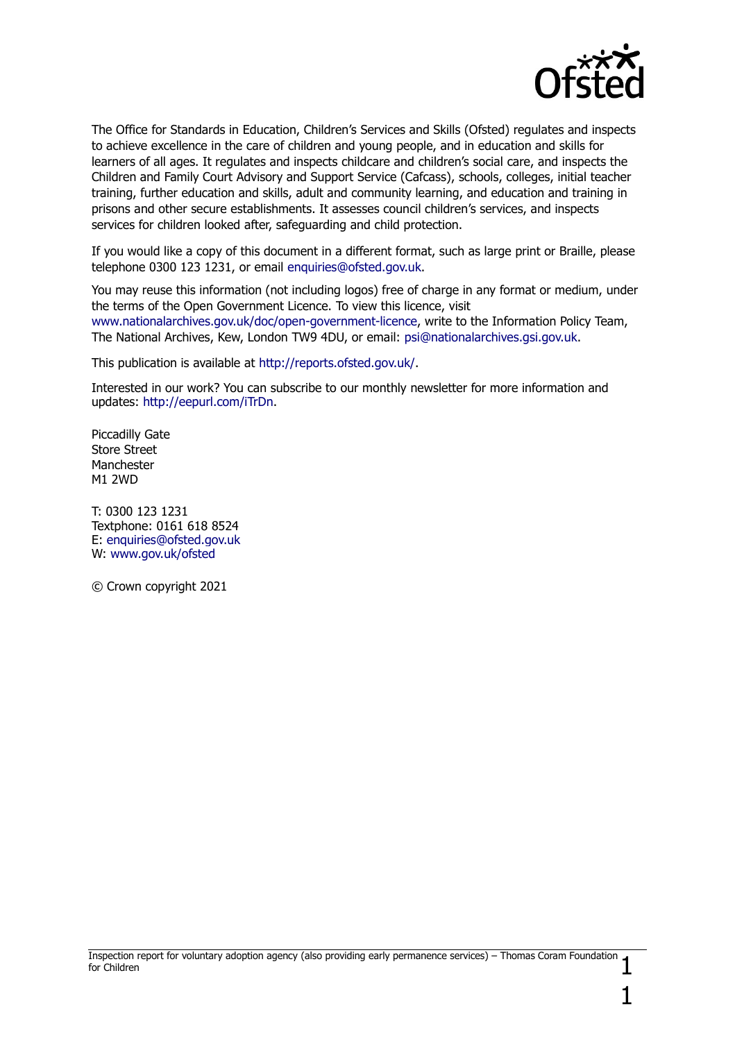The Office for Standards in Education, Children's Services and Skills (Ofsted) regulates and inspects to achieve excellence in the care of children and young people, and in education and skills for learners of all ages. It regulates and inspects childcare and children's social care, and inspects the Children and Family Court Advisory and Support Service (Cafcass), schools, colleges, initial teacher training, further education and skills, adult and community learning, and education and training in prisons and other secure establishments. It assesses council children's services, and inspects services for children looked after, safeguarding and child protection.

If you would like a copy of this document in a different format, such as large print or Braille, please telephone 0300 123 1231, or email enquiries@ofsted.gov.uk.

You may reuse this information (not including logos) free of charge in any format or medium, under the terms of the Open Government Licence. To view this licence, visit www.nationalarchives.gov.uk/doc/open-government-licence, write to the Information Policy Team, The National Archives, Kew, London TW9 4DU, or email: psi@nationalarchives.gsi.gov.uk.

This publication is available at http://reports.ofsted.gov.uk/.

Interested in our work? You can subscribe to our monthly newsletter for more information and updates: http://eepurl.com/iTrDn.

Piccadilly Gate
Store Street
Manchester
M1 2WD

T: 0300 123 1231
Textphone: 0161 618 8524
E: enquiries@ofsted.gov.uk
W: www.gov.uk/ofsted

© Crown copyright 2021